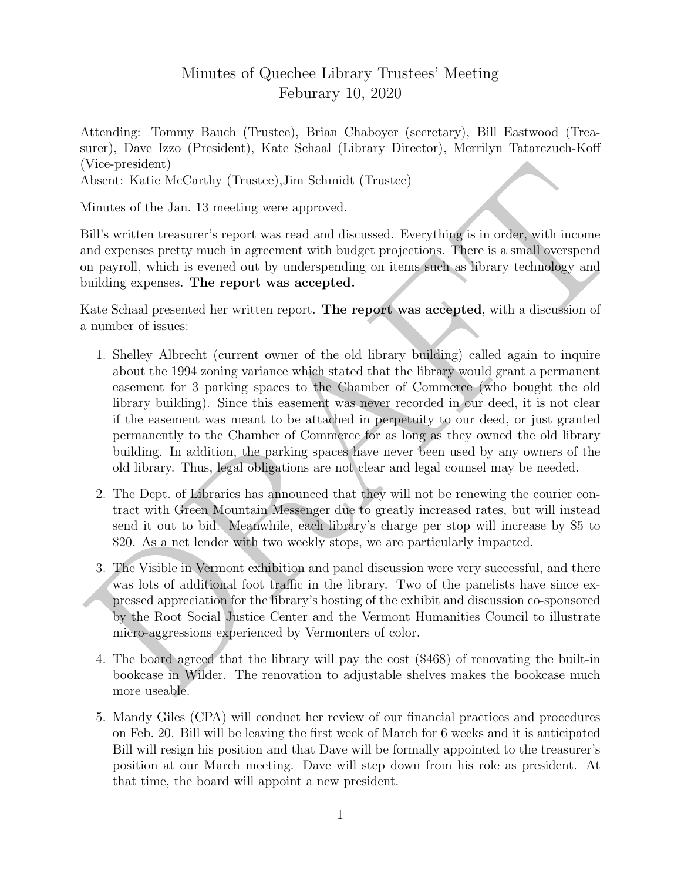# Minutes of Quechee Library Trustees' Meeting
## Feburary 10, 2020

Attending: Tommy Bauch (Trustee), Brian Chaboyer (secretary), Bill Eastwood (Treasurer), Dave Izzo (President), Kate Schaal (Library Director), Merrilyn Tatarczuch-Koff (Vice-president)
Absent: Katie McCarthy (Trustee),Jim Schmidt (Trustee)

Minutes of the Jan. 13 meeting were approved.

Bill's written treasurer's report was read and discussed. Everything is in order, with income and expenses pretty much in agreement with budget projections. There is a small overspend on payroll, which is evened out by underspending on items such as library technology and building expenses. **The report was accepted.**

Kate Schaal presented her written report. **The report was accepted**, with a discussion of a number of issues:

1. Shelley Albrecht (current owner of the old library building) called again to inquire about the 1994 zoning variance which stated that the library would grant a permanent easement for 3 parking spaces to the Chamber of Commerce (who bought the old library building). Since this easement was never recorded in our deed, it is not clear if the easement was meant to be attached in perpetuity to our deed, or just granted permanently to the Chamber of Commerce for as long as they owned the old library building. In addition, the parking spaces have never been used by any owners of the old library. Thus, legal obligations are not clear and legal counsel may be needed.

2. The Dept. of Libraries has announced that they will not be renewing the courier contract with Green Mountain Messenger due to greatly increased rates, but will instead send it out to bid. Meanwhile, each library's charge per stop will increase by $5 to $20. As a net lender with two weekly stops, we are particularly impacted.

3. The Visible in Vermont exhibition and panel discussion were very successful, and there was lots of additional foot traffic in the library. Two of the panelists have since expressed appreciation for the library's hosting of the exhibit and discussion co-sponsored by the Root Social Justice Center and the Vermont Humanities Council to illustrate micro-aggressions experienced by Vermonters of color.

4. The board agreed that the library will pay the cost ($468) of renovating the built-in bookcase in Wilder. The renovation to adjustable shelves makes the bookcase much more useable.

5. Mandy Giles (CPA) will conduct her review of our financial practices and procedures on Feb. 20. Bill will be leaving the first week of March for 6 weeks and it is anticipated Bill will resign his position and that Dave will be formally appointed to the treasurer's position at our March meeting. Dave will step down from his role as president. At that time, the board will appoint a new president.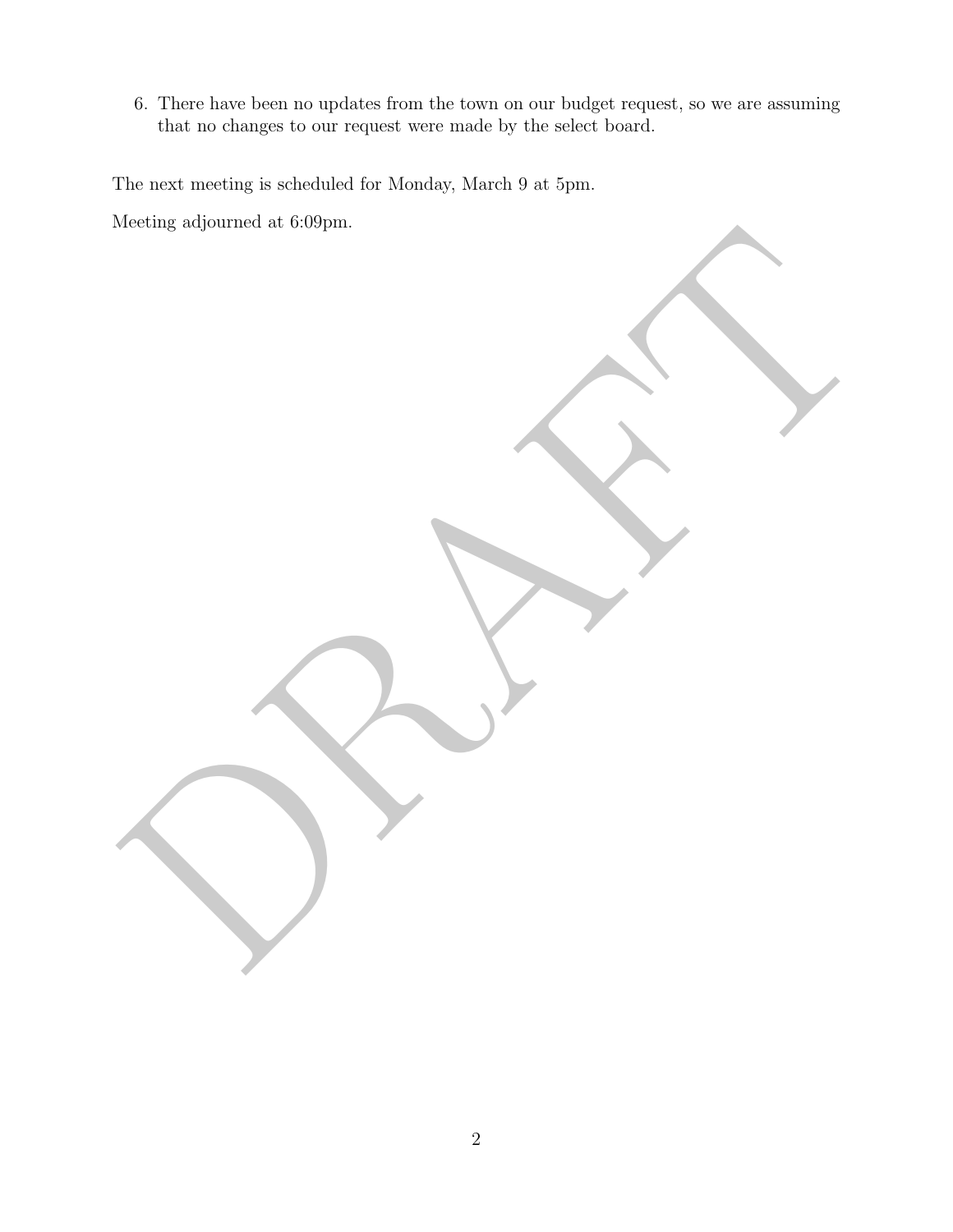6. There have been no updates from the town on our budget request, so we are assuming that no changes to our request were made by the select board.

The next meeting is scheduled for Monday, March 9 at 5pm.

Meeting adjourned at 6:09pm.